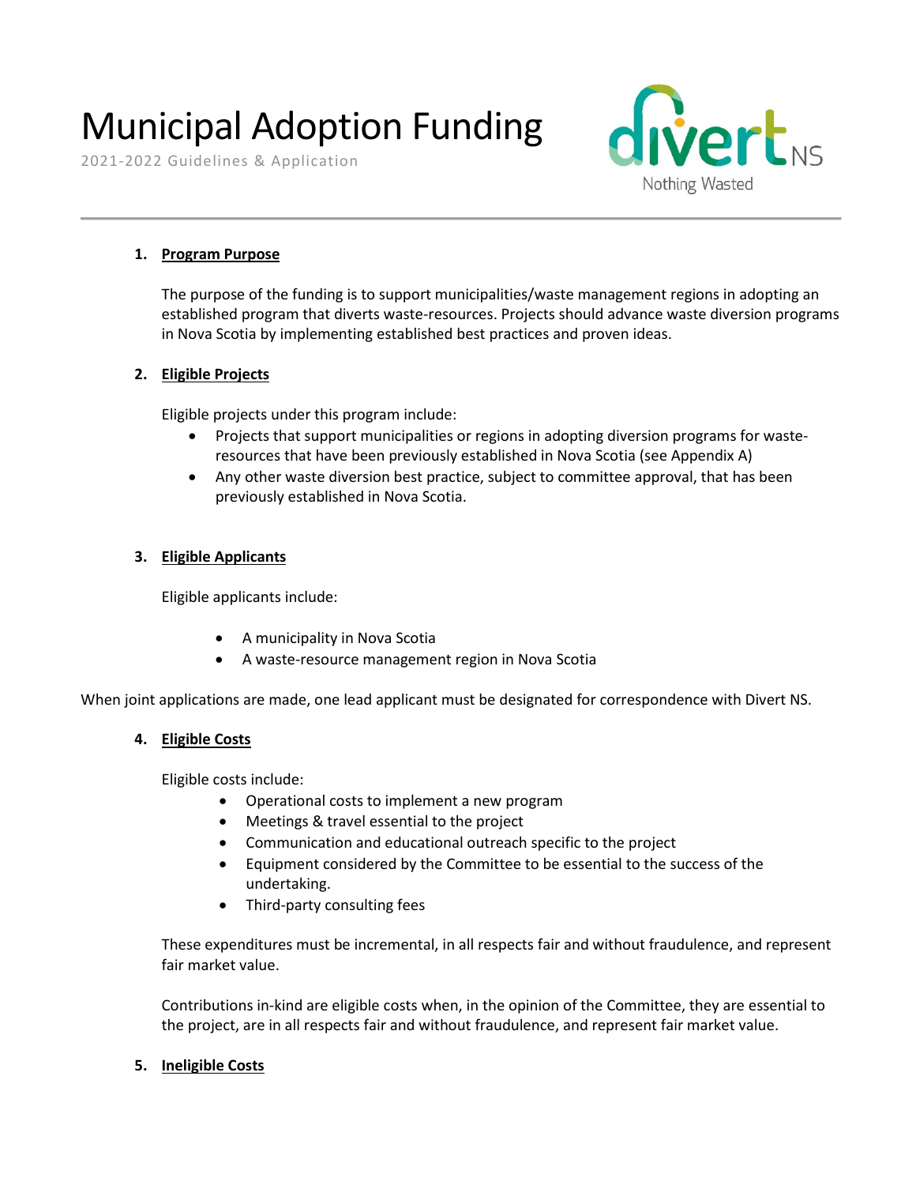# Municipal Adoption Funding

2021-2022 Guidelines & Application

## 1. Program Purpose

The purpose of the funding is to support municipalities/waste management regions in adopting an established program that diverts waste-resources. Projects should advance waste diversion programs in Nova Scotia by implementing established best practices and proven ideas.

## 2. Eligible Projects

Eligible projects under this program include:

- Projects that support municipalities or regions in adopting diversion programs for waste-resources that have been previously established in Nova Scotia (see Appendix A)
- Any other waste diversion best practice, subject to committee approval, that has been previously established in Nova Scotia.

## 3. Eligible Applicants

Eligible applicants include:

- A municipality in Nova Scotia
- A waste-resource management region in Nova Scotia

When joint applications are made, one lead applicant must be designated for correspondence with Divert NS.

## 4. Eligible Costs

Eligible costs include:

- Operational costs to implement a new program
- Meetings & travel essential to the project
- Communication and educational outreach specific to the project
- Equipment considered by the Committee to be essential to the success of the undertaking.
- Third-party consulting fees

These expenditures must be incremental, in all respects fair and without fraudulence, and represent fair market value.

Contributions in-kind are eligible costs when, in the opinion of the Committee, they are essential to the project, are in all respects fair and without fraudulence, and represent fair market value.

## 5. Ineligible Costs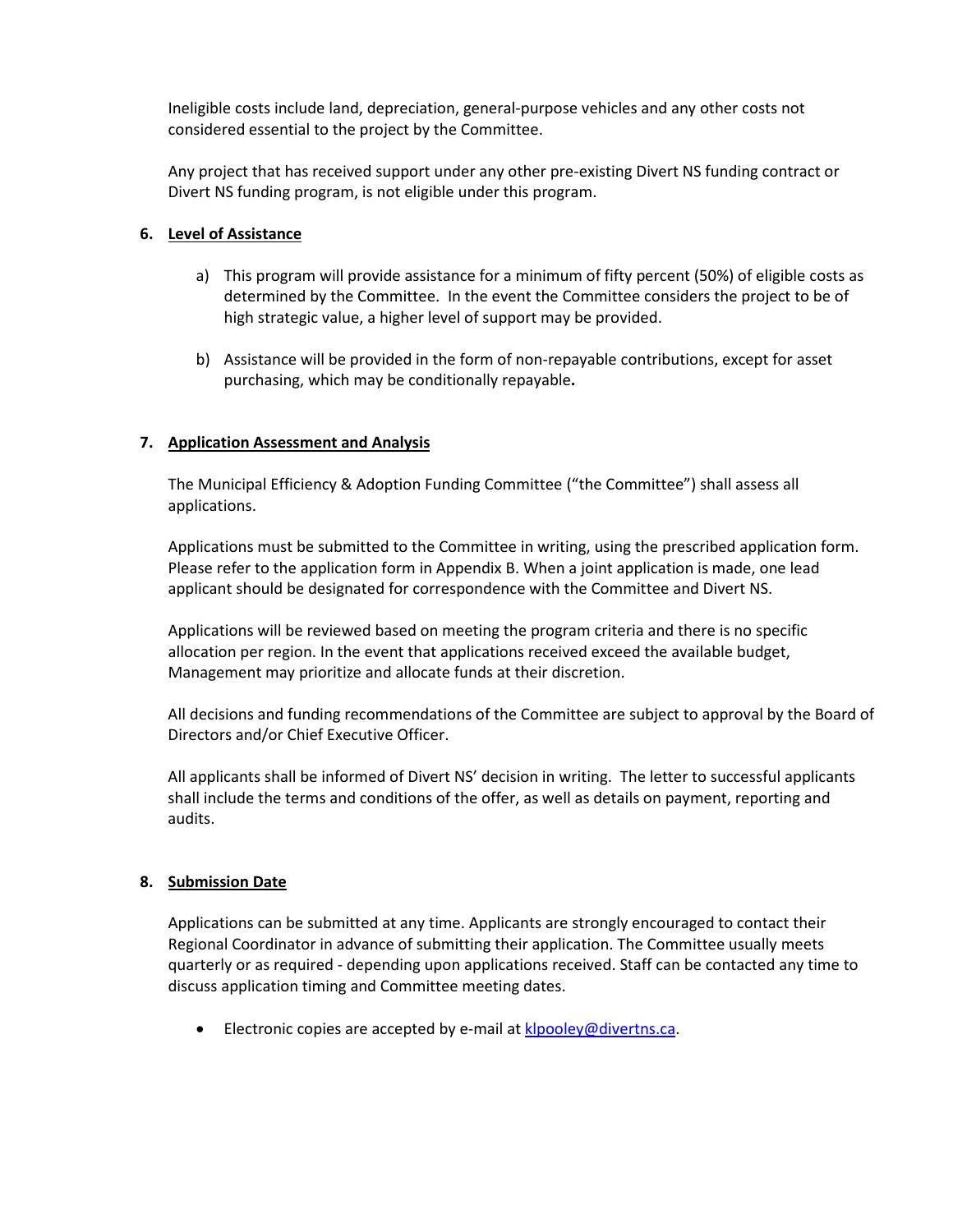Ineligible costs include land, depreciation, general-purpose vehicles and any other costs not considered essential to the project by the Committee.

Any project that has received support under any other pre-existing Divert NS funding contract or Divert NS funding program, is not eligible under this program.

## 6. Level of Assistance

a) This program will provide assistance for a minimum of fifty percent (50%) of eligible costs as determined by the Committee. In the event the Committee considers the project to be of high strategic value, a higher level of support may be provided.

b) Assistance will be provided in the form of non-repayable contributions, except for asset purchasing, which may be conditionally repayable.

## 7. Application Assessment and Analysis

The Municipal Efficiency & Adoption Funding Committee ("the Committee") shall assess all applications.

Applications must be submitted to the Committee in writing, using the prescribed application form. Please refer to the application form in Appendix B. When a joint application is made, one lead applicant should be designated for correspondence with the Committee and Divert NS.

Applications will be reviewed based on meeting the program criteria and there is no specific allocation per region. In the event that applications received exceed the available budget, Management may prioritize and allocate funds at their discretion.

All decisions and funding recommendations of the Committee are subject to approval by the Board of Directors and/or Chief Executive Officer.

All applicants shall be informed of Divert NS' decision in writing. The letter to successful applicants shall include the terms and conditions of the offer, as well as details on payment, reporting and audits.

## 8. Submission Date

Applications can be submitted at any time. Applicants are strongly encouraged to contact their Regional Coordinator in advance of submitting their application. The Committee usually meets quarterly or as required - depending upon applications received. Staff can be contacted any time to discuss application timing and Committee meeting dates.

- Electronic copies are accepted by e-mail at klpooley@divertns.ca.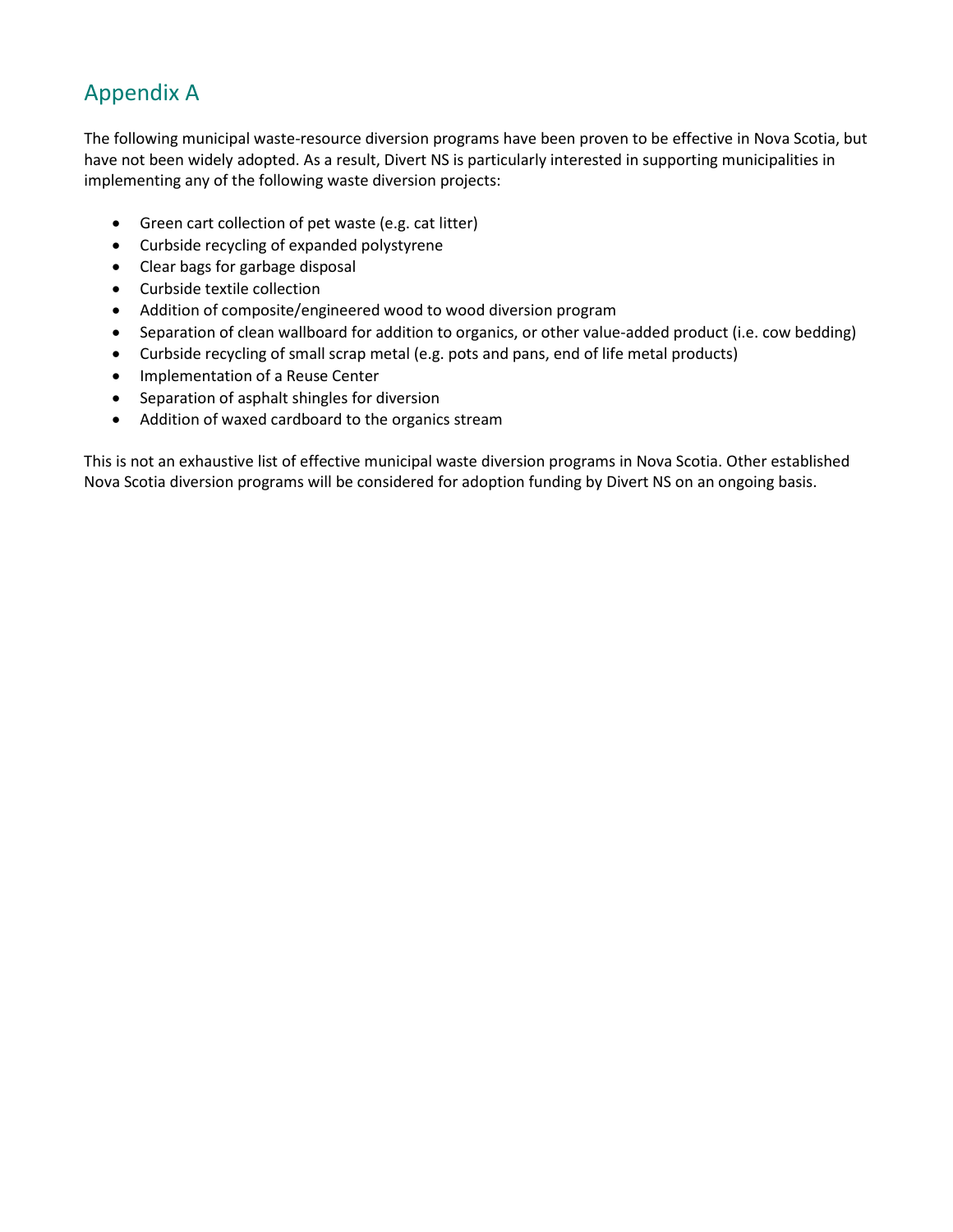# Appendix A

The following municipal waste-resource diversion programs have been proven to be effective in Nova Scotia, but have not been widely adopted. As a result, Divert NS is particularly interested in supporting municipalities in implementing any of the following waste diversion projects:

- Green cart collection of pet waste (e.g. cat litter)
- Curbside recycling of expanded polystyrene
- Clear bags for garbage disposal
- Curbside textile collection
- Addition of composite/engineered wood to wood diversion program
- Separation of clean wallboard for addition to organics, or other value-added product (i.e. cow bedding)
- Curbside recycling of small scrap metal (e.g. pots and pans, end of life metal products)
- Implementation of a Reuse Center
- Separation of asphalt shingles for diversion
- Addition of waxed cardboard to the organics stream

This is not an exhaustive list of effective municipal waste diversion programs in Nova Scotia. Other established Nova Scotia diversion programs will be considered for adoption funding by Divert NS on an ongoing basis.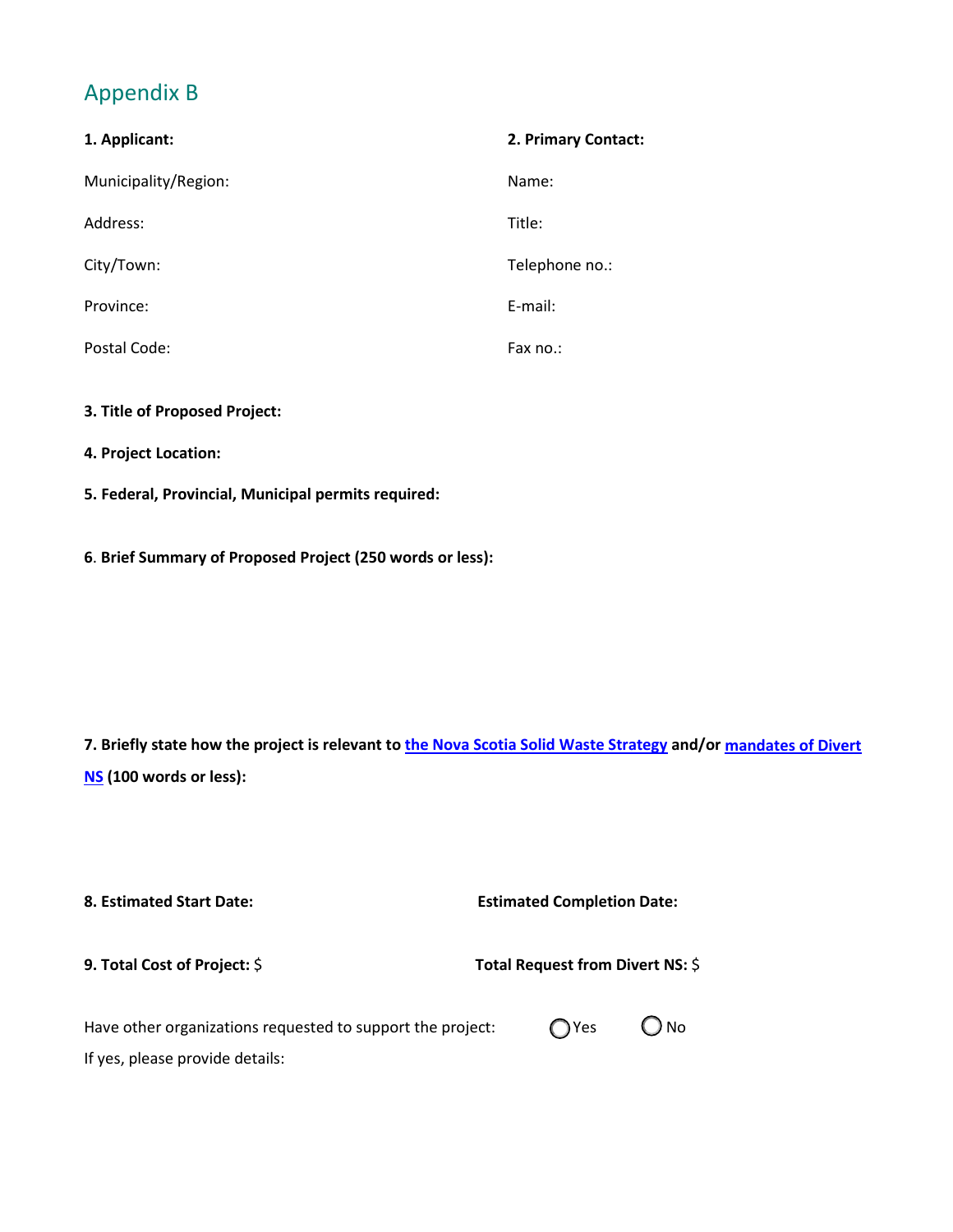## Appendix B

**1. Applicant:**

Municipality/Region:

Address:

City/Town:

Province:

Postal Code:

**2. Primary Contact:**

Name:

Title:

Telephone no.:

E-mail:

Fax no.:

**3. Title of Proposed Project:**

**4. Project Location:**

**5. Federal, Provincial, Municipal permits required:**

**6. Brief Summary of Proposed Project (250 words or less):**

**7. Briefly state how the project is relevant to the Nova Scotia Solid Waste Strategy and/or mandates of Divert NS (100 words or less):**

**8. Estimated Start Date:** **Estimated Completion Date:**

**9. Total Cost of Project:** $ **Total Request from Divert NS:** $

Have other organizations requested to support the project: ◯ Yes ◯ No

If yes, please provide details: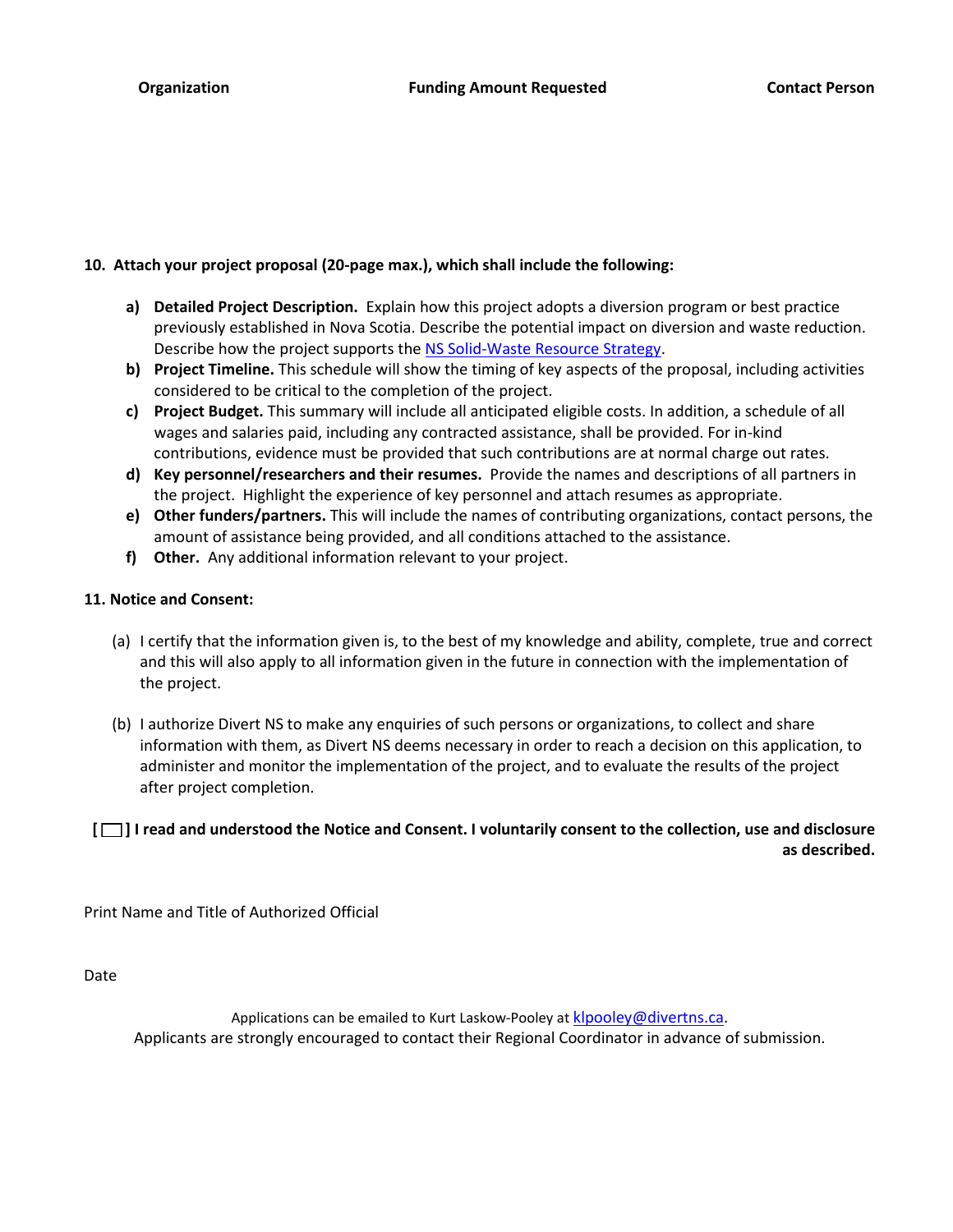| Organization | Funding Amount Requested | Contact Person |
|---|---|---|
| | | |

**10. Attach your project proposal (20-page max.), which shall include the following:**

- **a) Detailed Project Description.** Explain how this project adopts a diversion program or best practice previously established in Nova Scotia. Describe the potential impact on diversion and waste reduction. Describe how the project supports the NS Solid-Waste Resource Strategy.
- **b) Project Timeline.** This schedule will show the timing of key aspects of the proposal, including activities considered to be critical to the completion of the project.
- **c) Project Budget.** This summary will include all anticipated eligible costs. In addition, a schedule of all wages and salaries paid, including any contracted assistance, shall be provided. For in-kind contributions, evidence must be provided that such contributions are at normal charge out rates.
- **d) Key personnel/researchers and their resumes.** Provide the names and descriptions of all partners in the project. Highlight the experience of key personnel and attach resumes as appropriate.
- **e) Other funders/partners.** This will include the names of contributing organizations, contact persons, the amount of assistance being provided, and all conditions attached to the assistance.
- **f) Other.** Any additional information relevant to your project.

**11. Notice and Consent:**

(a) I certify that the information given is, to the best of my knowledge and ability, complete, true and correct and this will also apply to all information given in the future in connection with the implementation of the project.

(b) I authorize Divert NS to make any enquiries of such persons or organizations, to collect and share information with them, as Divert NS deems necessary in order to reach a decision on this application, to administer and monitor the implementation of the project, and to evaluate the results of the project after project completion.

**[ ☐ ] I read and understood the Notice and Consent. I voluntarily consent to the collection, use and disclosure as described.**

Print Name and Title of Authorized Official

Date

Applications can be emailed to Kurt Laskow-Pooley at klpooley@divertns.ca.

Applicants are strongly encouraged to contact their Regional Coordinator in advance of submission.